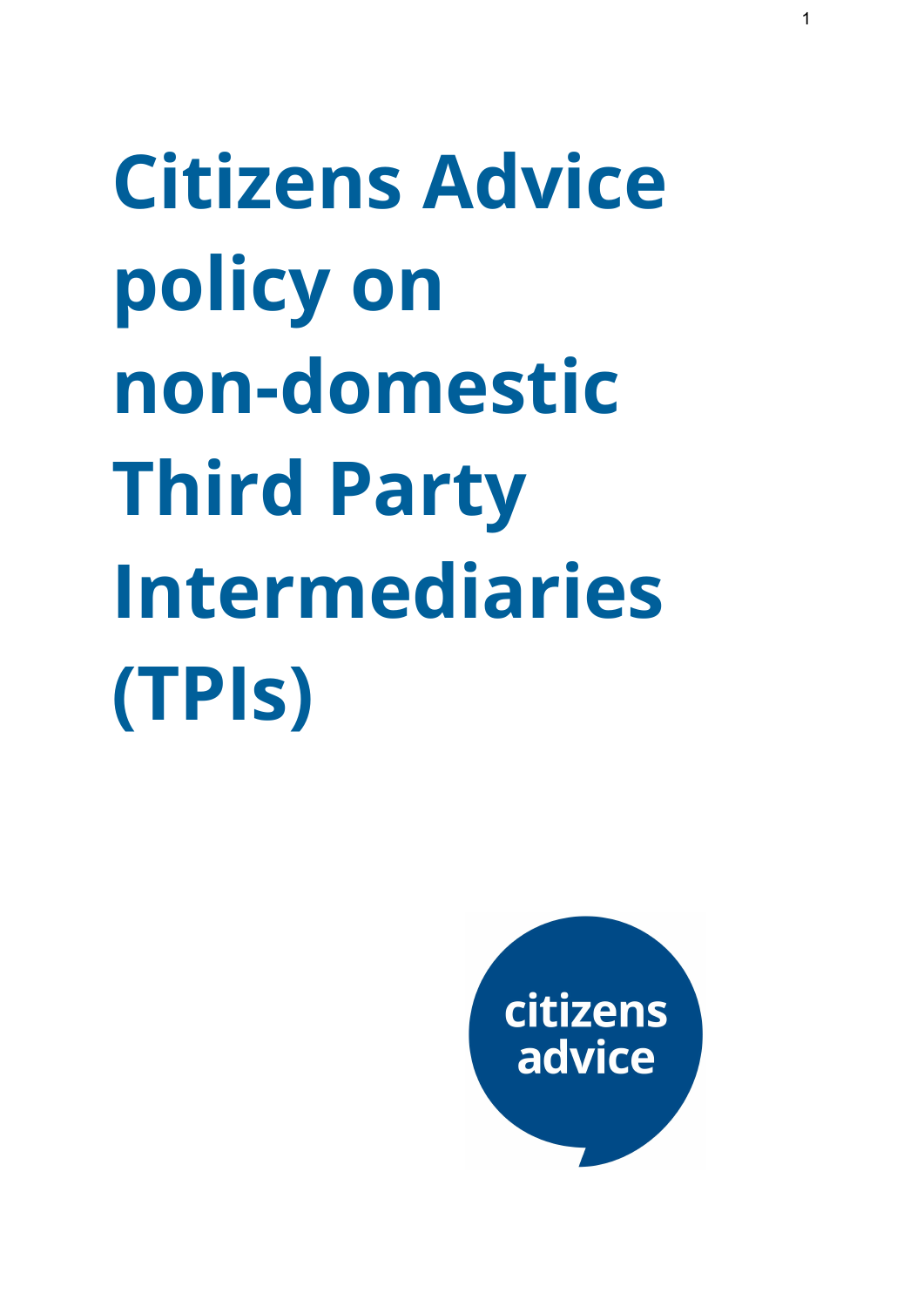# Citizens Advice policy on non-domestic Third Party Intermediaries (TPIs)

citizens advice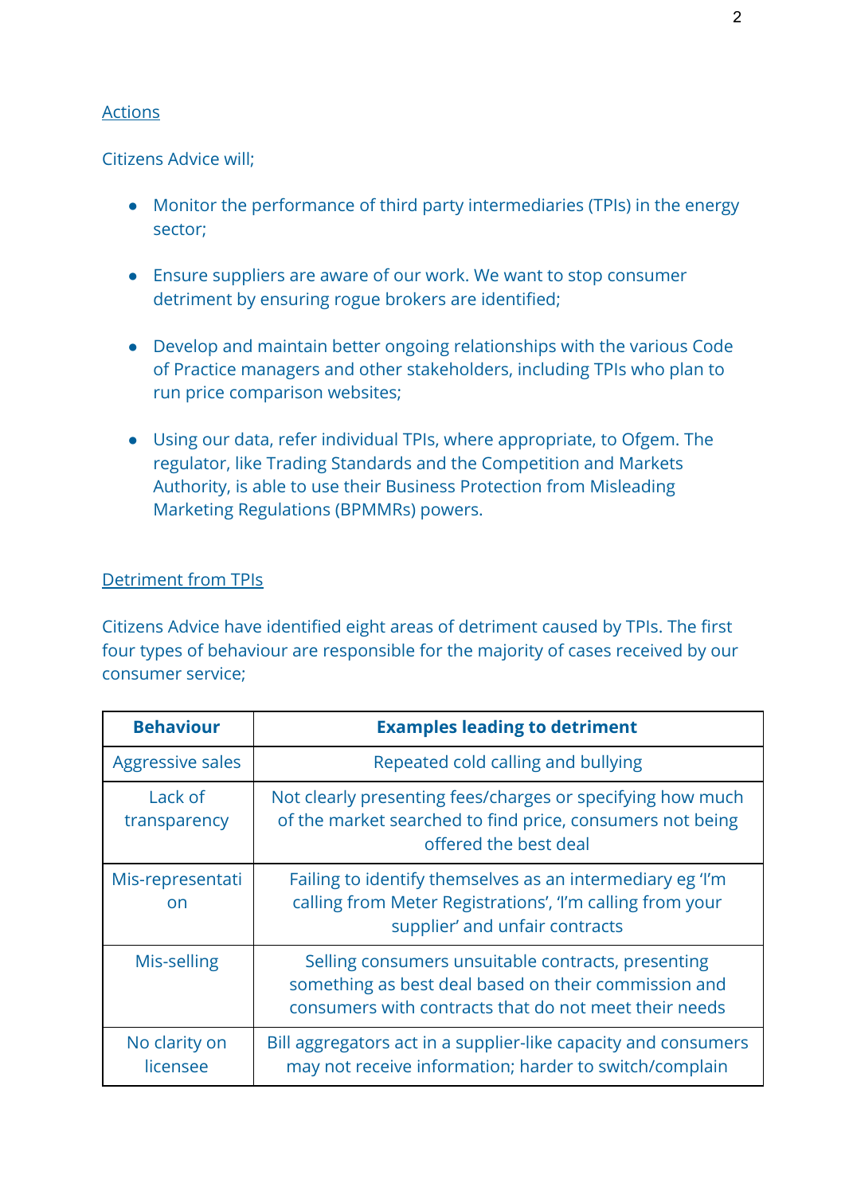## Actions

Citizens Advice will;

- Monitor the performance of third party intermediaries (TPIs) in the energy sector;
- Ensure suppliers are aware of our work. We want to stop consumer detriment by ensuring rogue brokers are identified;
- Develop and maintain better ongoing relationships with the various Code of Practice managers and other stakeholders, including TPIs who plan to run price comparison websites;
- Using our data, refer individual TPIs, where appropriate, to Ofgem. The regulator, like Trading Standards and the Competition and Markets Authority, is able to use their Business Protection from Misleading Marketing Regulations (BPMMRs) powers.

## Detriment from TPIs

Citizens Advice have identified eight areas of detriment caused by TPIs. The first four types of behaviour are responsible for the majority of cases received by our consumer service;

| Behaviour | Examples leading to detriment |
|---|---|
| Aggressive sales | Repeated cold calling and bullying |
| Lack of transparency | Not clearly presenting fees/charges or specifying how much of the market searched to find price, consumers not being offered the best deal |
| Mis-representation | Failing to identify themselves as an intermediary eg 'I'm calling from Meter Registrations', 'I'm calling from your supplier' and unfair contracts |
| Mis-selling | Selling consumers unsuitable contracts, presenting something as best deal based on their commission and consumers with contracts that do not meet their needs |
| No clarity on licensee | Bill aggregators act in a supplier-like capacity and consumers may not receive information; harder to switch/complain |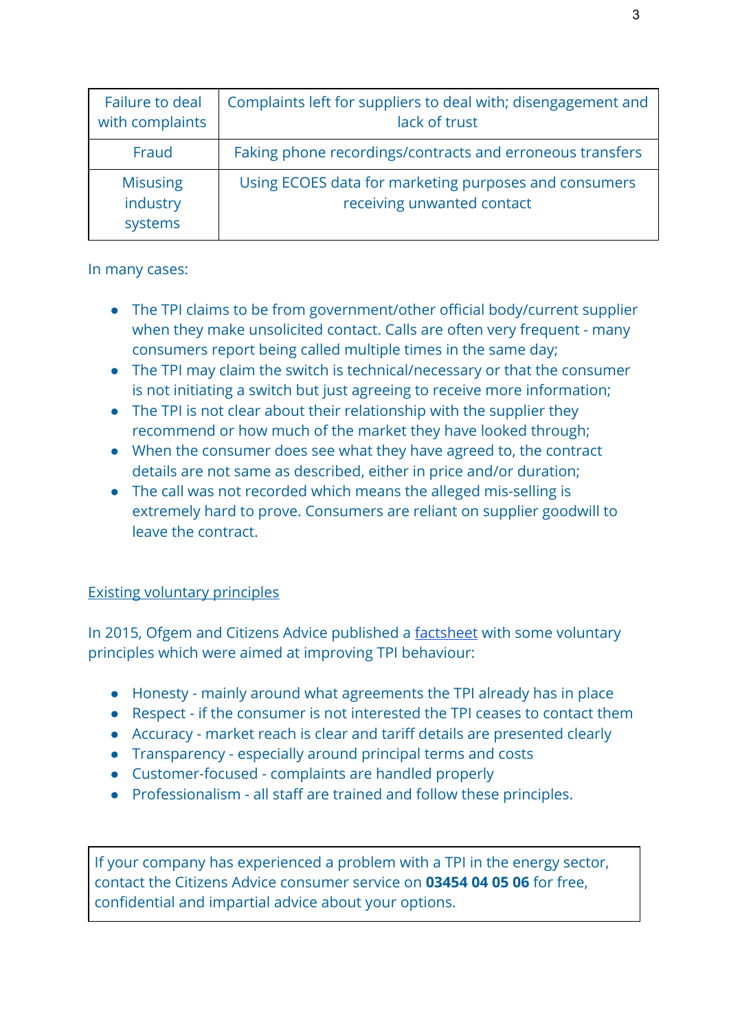| | |
|---|---|
| Failure to deal with complaints | Complaints left for suppliers to deal with; disengagement and lack of trust |
| Fraud | Faking phone recordings/contracts and erroneous transfers |
| Misusing industry systems | Using ECOES data for marketing purposes and consumers receiving unwanted contact |

In many cases:

- The TPI claims to be from government/other official body/current supplier when they make unsolicited contact. Calls are often very frequent - many consumers report being called multiple times in the same day;
- The TPI may claim the switch is technical/necessary or that the consumer is not initiating a switch but just agreeing to receive more information;
- The TPI is not clear about their relationship with the supplier they recommend or how much of the market they have looked through;
- When the consumer does see what they have agreed to, the contract details are not same as described, either in price and/or duration;
- The call was not recorded which means the alleged mis-selling is extremely hard to prove. Consumers are reliant on supplier goodwill to leave the contract.

## Existing voluntary principles

In 2015, Ofgem and Citizens Advice published a factsheet with some voluntary principles which were aimed at improving TPI behaviour:

- Honesty - mainly around what agreements the TPI already has in place
- Respect - if the consumer is not interested the TPI ceases to contact them
- Accuracy - market reach is clear and tariff details are presented clearly
- Transparency - especially around principal terms and costs
- Customer-focused - complaints are handled properly
- Professionalism - all staff are trained and follow these principles.

If your company has experienced a problem with a TPI in the energy sector, contact the Citizens Advice consumer service on **03454 04 05 06** for free, confidential and impartial advice about your options.